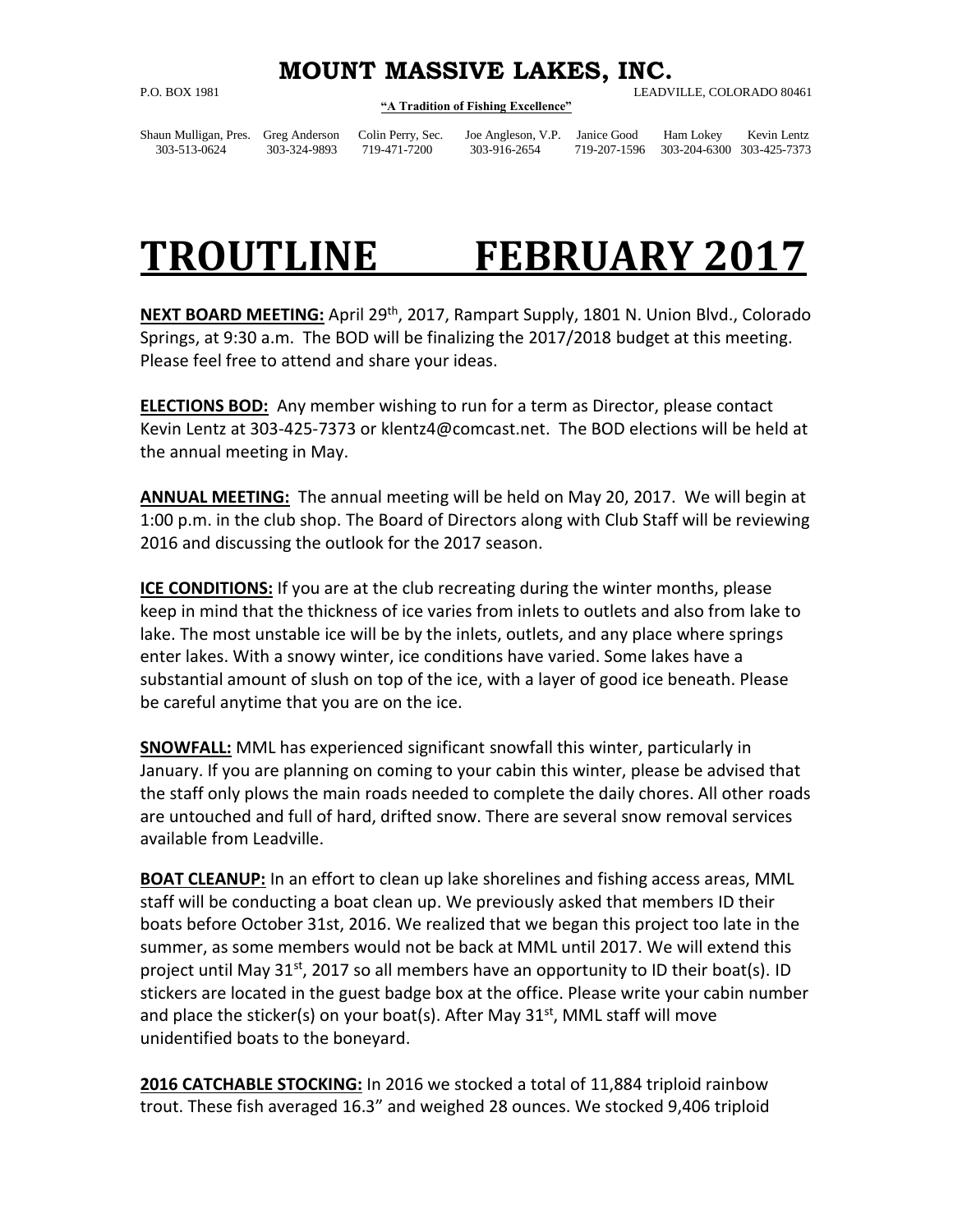# MOUNT MASSIVE LAKES, INC.

P.O. BOX 1981 LEADVILLE, COLORADO 80461

**"A Tradition of Fishing Excellence"**

| Shaun Mulligan, Pres. | Greg Anderson | Colin Perry, Sec. | Joe Angleson, V.P. | Janice Good | Ham Lokey | Kevin Lentz |
|---|---|---|---|---|---|---|
| 303-513-0624 | 303-324-9893 | 719-471-7200 | 303-916-2654 | 719-207-1596 | 303-204-6300 | 303-425-7373 |

# TROUTLINE FEBRUARY 2017

**NEXT BOARD MEETING:** April 29th, 2017, Rampart Supply, 1801 N. Union Blvd., Colorado Springs, at 9:30 a.m. The BOD will be finalizing the 2017/2018 budget at this meeting. Please feel free to attend and share your ideas.

**ELECTIONS BOD:** Any member wishing to run for a term as Director, please contact Kevin Lentz at 303-425-7373 or klentz4@comcast.net. The BOD elections will be held at the annual meeting in May.

**ANNUAL MEETING:** The annual meeting will be held on May 20, 2017. We will begin at 1:00 p.m. in the club shop. The Board of Directors along with Club Staff will be reviewing 2016 and discussing the outlook for the 2017 season.

**ICE CONDITIONS:** If you are at the club recreating during the winter months, please keep in mind that the thickness of ice varies from inlets to outlets and also from lake to lake. The most unstable ice will be by the inlets, outlets, and any place where springs enter lakes. With a snowy winter, ice conditions have varied. Some lakes have a substantial amount of slush on top of the ice, with a layer of good ice beneath. Please be careful anytime that you are on the ice.

**SNOWFALL:** MML has experienced significant snowfall this winter, particularly in January. If you are planning on coming to your cabin this winter, please be advised that the staff only plows the main roads needed to complete the daily chores. All other roads are untouched and full of hard, drifted snow. There are several snow removal services available from Leadville.

**BOAT CLEANUP:** In an effort to clean up lake shorelines and fishing access areas, MML staff will be conducting a boat clean up. We previously asked that members ID their boats before October 31st, 2016. We realized that we began this project too late in the summer, as some members would not be back at MML until 2017. We will extend this project until May 31st, 2017 so all members have an opportunity to ID their boat(s). ID stickers are located in the guest badge box at the office. Please write your cabin number and place the sticker(s) on your boat(s). After May 31st, MML staff will move unidentified boats to the boneyard.

**2016 CATCHABLE STOCKING:** In 2016 we stocked a total of 11,884 triploid rainbow trout. These fish averaged 16.3" and weighed 28 ounces. We stocked 9,406 triploid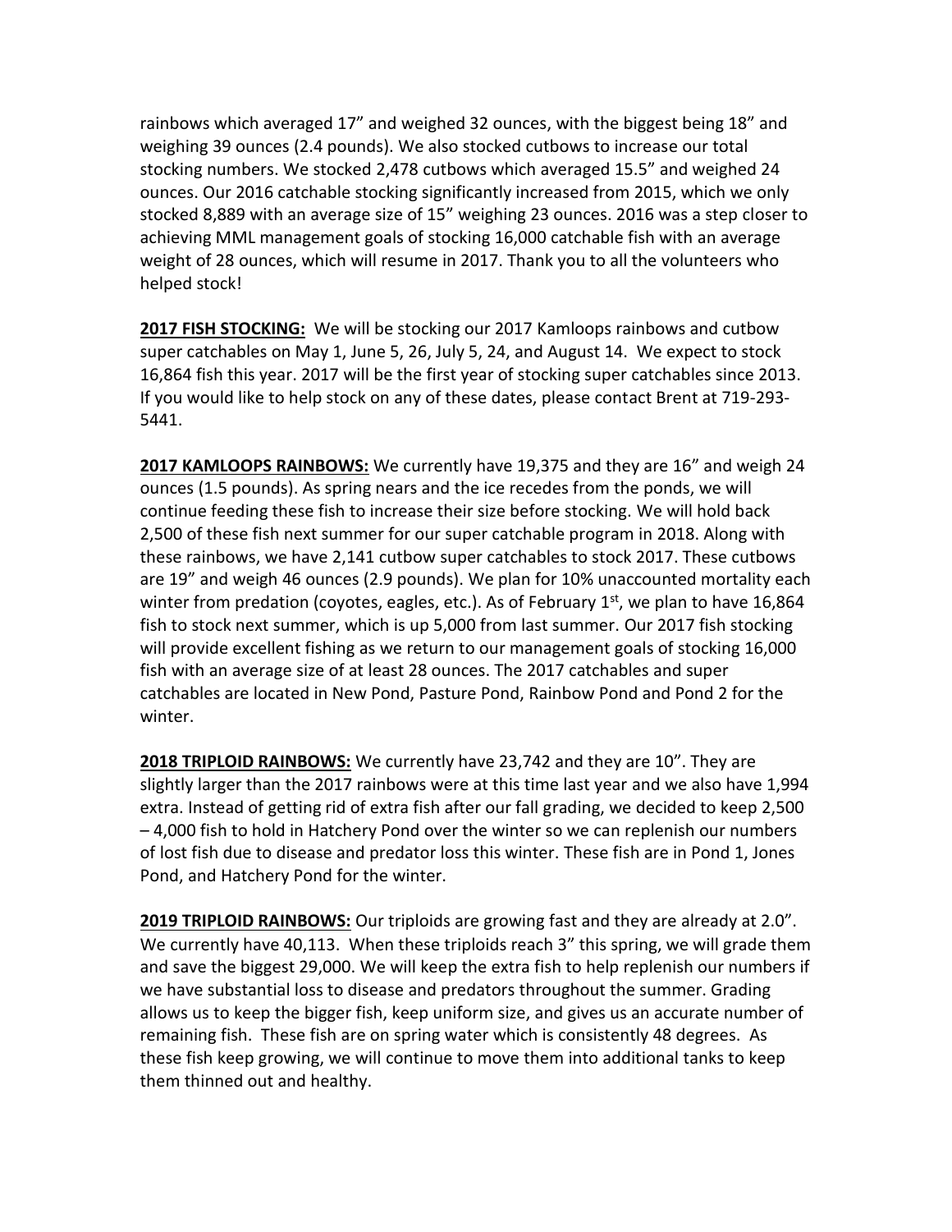rainbows which averaged 17" and weighed 32 ounces, with the biggest being 18" and weighing 39 ounces (2.4 pounds). We also stocked cutbows to increase our total stocking numbers. We stocked 2,478 cutbows which averaged 15.5" and weighed 24 ounces. Our 2016 catchable stocking significantly increased from 2015, which we only stocked 8,889 with an average size of 15" weighing 23 ounces. 2016 was a step closer to achieving MML management goals of stocking 16,000 catchable fish with an average weight of 28 ounces, which will resume in 2017. Thank you to all the volunteers who helped stock!

**2017 FISH STOCKING:** We will be stocking our 2017 Kamloops rainbows and cutbow super catchables on May 1, June 5, 26, July 5, 24, and August 14. We expect to stock 16,864 fish this year. 2017 will be the first year of stocking super catchables since 2013. If you would like to help stock on any of these dates, please contact Brent at 719-293-5441.

**2017 KAMLOOPS RAINBOWS:** We currently have 19,375 and they are 16" and weigh 24 ounces (1.5 pounds). As spring nears and the ice recedes from the ponds, we will continue feeding these fish to increase their size before stocking. We will hold back 2,500 of these fish next summer for our super catchable program in 2018. Along with these rainbows, we have 2,141 cutbow super catchables to stock 2017. These cutbows are 19" and weigh 46 ounces (2.9 pounds). We plan for 10% unaccounted mortality each winter from predation (coyotes, eagles, etc.). As of February 1st, we plan to have 16,864 fish to stock next summer, which is up 5,000 from last summer. Our 2017 fish stocking will provide excellent fishing as we return to our management goals of stocking 16,000 fish with an average size of at least 28 ounces. The 2017 catchables and super catchables are located in New Pond, Pasture Pond, Rainbow Pond and Pond 2 for the winter.

**2018 TRIPLOID RAINBOWS:** We currently have 23,742 and they are 10". They are slightly larger than the 2017 rainbows were at this time last year and we also have 1,994 extra. Instead of getting rid of extra fish after our fall grading, we decided to keep 2,500 – 4,000 fish to hold in Hatchery Pond over the winter so we can replenish our numbers of lost fish due to disease and predator loss this winter. These fish are in Pond 1, Jones Pond, and Hatchery Pond for the winter.

**2019 TRIPLOID RAINBOWS:** Our triploids are growing fast and they are already at 2.0". We currently have 40,113. When these triploids reach 3" this spring, we will grade them and save the biggest 29,000. We will keep the extra fish to help replenish our numbers if we have substantial loss to disease and predators throughout the summer. Grading allows us to keep the bigger fish, keep uniform size, and gives us an accurate number of remaining fish. These fish are on spring water which is consistently 48 degrees. As these fish keep growing, we will continue to move them into additional tanks to keep them thinned out and healthy.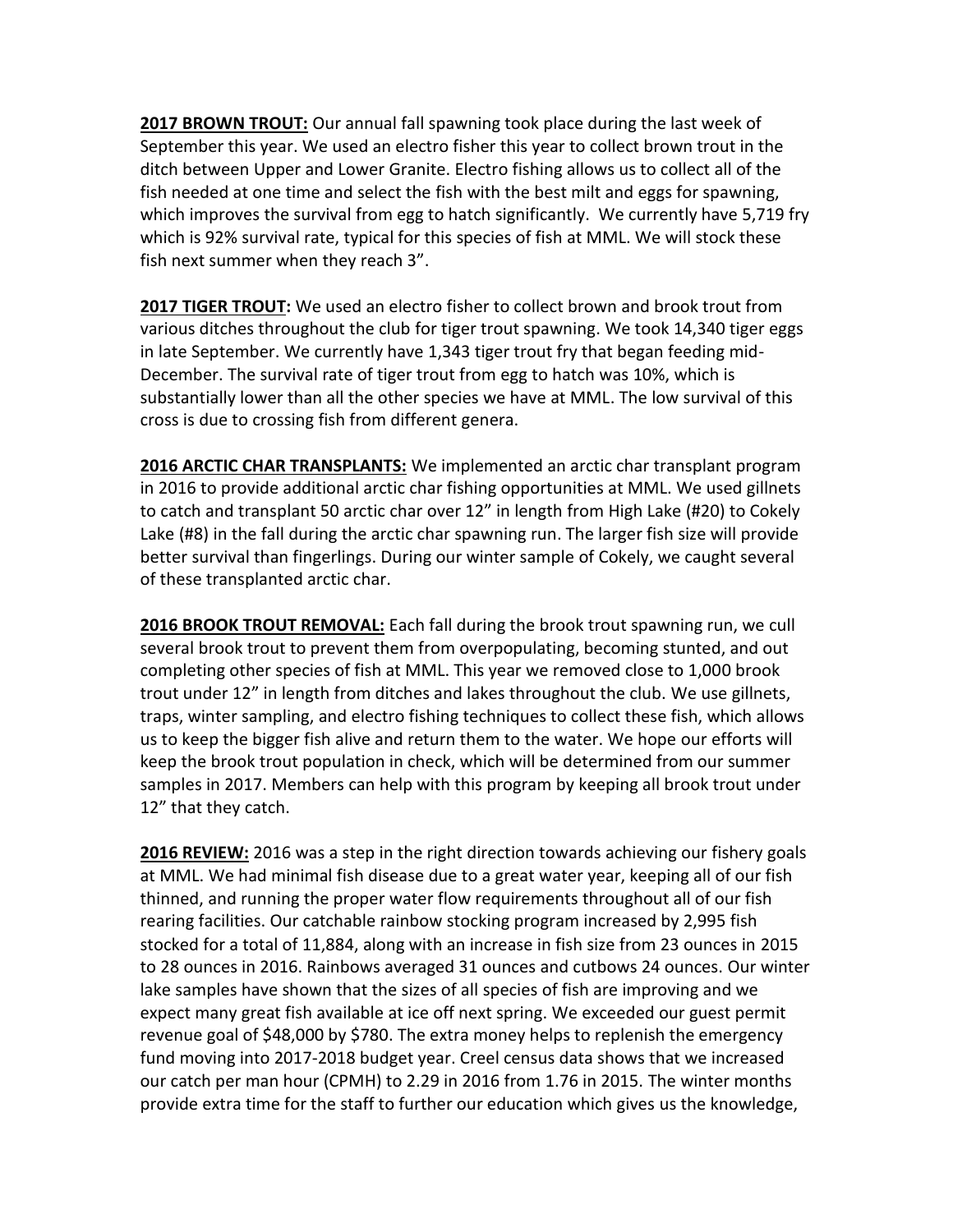**2017 BROWN TROUT:** Our annual fall spawning took place during the last week of September this year. We used an electro fisher this year to collect brown trout in the ditch between Upper and Lower Granite. Electro fishing allows us to collect all of the fish needed at one time and select the fish with the best milt and eggs for spawning, which improves the survival from egg to hatch significantly. We currently have 5,719 fry which is 92% survival rate, typical for this species of fish at MML. We will stock these fish next summer when they reach 3".

**2017 TIGER TROUT:** We used an electro fisher to collect brown and brook trout from various ditches throughout the club for tiger trout spawning. We took 14,340 tiger eggs in late September. We currently have 1,343 tiger trout fry that began feeding mid-December. The survival rate of tiger trout from egg to hatch was 10%, which is substantially lower than all the other species we have at MML. The low survival of this cross is due to crossing fish from different genera.

**2016 ARCTIC CHAR TRANSPLANTS:** We implemented an arctic char transplant program in 2016 to provide additional arctic char fishing opportunities at MML. We used gillnets to catch and transplant 50 arctic char over 12" in length from High Lake (#20) to Cokely Lake (#8) in the fall during the arctic char spawning run. The larger fish size will provide better survival than fingerlings. During our winter sample of Cokely, we caught several of these transplanted arctic char.

**2016 BROOK TROUT REMOVAL:** Each fall during the brook trout spawning run, we cull several brook trout to prevent them from overpopulating, becoming stunted, and out completing other species of fish at MML. This year we removed close to 1,000 brook trout under 12" in length from ditches and lakes throughout the club. We use gillnets, traps, winter sampling, and electro fishing techniques to collect these fish, which allows us to keep the bigger fish alive and return them to the water. We hope our efforts will keep the brook trout population in check, which will be determined from our summer samples in 2017. Members can help with this program by keeping all brook trout under 12" that they catch.

**2016 REVIEW:** 2016 was a step in the right direction towards achieving our fishery goals at MML. We had minimal fish disease due to a great water year, keeping all of our fish thinned, and running the proper water flow requirements throughout all of our fish rearing facilities. Our catchable rainbow stocking program increased by 2,995 fish stocked for a total of 11,884, along with an increase in fish size from 23 ounces in 2015 to 28 ounces in 2016. Rainbows averaged 31 ounces and cutbows 24 ounces. Our winter lake samples have shown that the sizes of all species of fish are improving and we expect many great fish available at ice off next spring. We exceeded our guest permit revenue goal of $48,000 by $780. The extra money helps to replenish the emergency fund moving into 2017-2018 budget year. Creel census data shows that we increased our catch per man hour (CPMH) to 2.29 in 2016 from 1.76 in 2015. The winter months provide extra time for the staff to further our education which gives us the knowledge,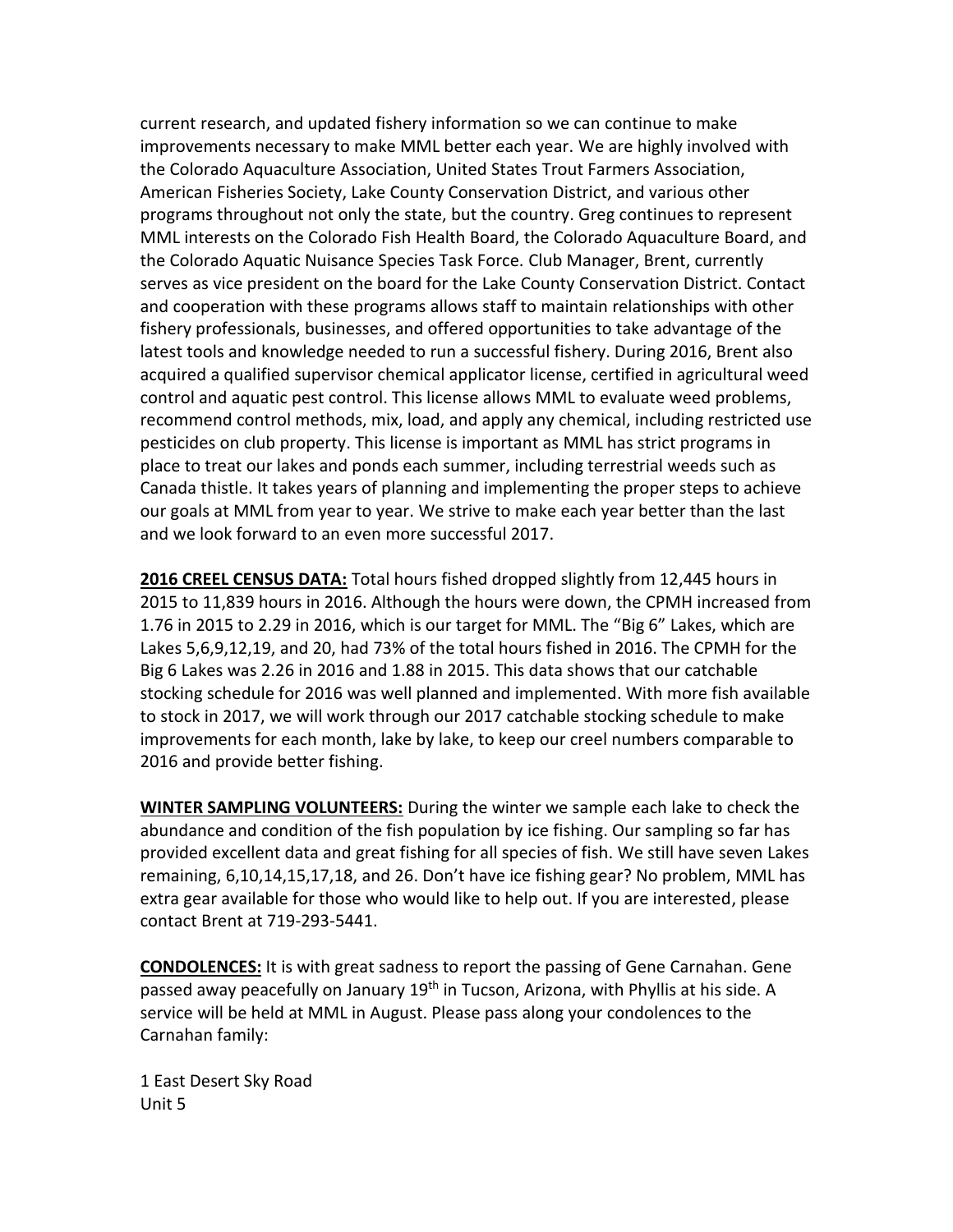current research, and updated fishery information so we can continue to make improvements necessary to make MML better each year. We are highly involved with the Colorado Aquaculture Association, United States Trout Farmers Association, American Fisheries Society, Lake County Conservation District, and various other programs throughout not only the state, but the country. Greg continues to represent MML interests on the Colorado Fish Health Board, the Colorado Aquaculture Board, and the Colorado Aquatic Nuisance Species Task Force. Club Manager, Brent, currently serves as vice president on the board for the Lake County Conservation District. Contact and cooperation with these programs allows staff to maintain relationships with other fishery professionals, businesses, and offered opportunities to take advantage of the latest tools and knowledge needed to run a successful fishery. During 2016, Brent also acquired a qualified supervisor chemical applicator license, certified in agricultural weed control and aquatic pest control. This license allows MML to evaluate weed problems, recommend control methods, mix, load, and apply any chemical, including restricted use pesticides on club property. This license is important as MML has strict programs in place to treat our lakes and ponds each summer, including terrestrial weeds such as Canada thistle. It takes years of planning and implementing the proper steps to achieve our goals at MML from year to year. We strive to make each year better than the last and we look forward to an even more successful 2017.

**2016 CREEL CENSUS DATA:** Total hours fished dropped slightly from 12,445 hours in 2015 to 11,839 hours in 2016. Although the hours were down, the CPMH increased from 1.76 in 2015 to 2.29 in 2016, which is our target for MML. The "Big 6" Lakes, which are Lakes 5,6,9,12,19, and 20, had 73% of the total hours fished in 2016. The CPMH for the Big 6 Lakes was 2.26 in 2016 and 1.88 in 2015. This data shows that our catchable stocking schedule for 2016 was well planned and implemented. With more fish available to stock in 2017, we will work through our 2017 catchable stocking schedule to make improvements for each month, lake by lake, to keep our creel numbers comparable to 2016 and provide better fishing.

**WINTER SAMPLING VOLUNTEERS:** During the winter we sample each lake to check the abundance and condition of the fish population by ice fishing. Our sampling so far has provided excellent data and great fishing for all species of fish. We still have seven Lakes remaining, 6,10,14,15,17,18, and 26. Don't have ice fishing gear? No problem, MML has extra gear available for those who would like to help out. If you are interested, please contact Brent at 719-293-5441.

**CONDOLENCES:** It is with great sadness to report the passing of Gene Carnahan. Gene passed away peacefully on January 19th in Tucson, Arizona, with Phyllis at his side. A service will be held at MML in August. Please pass along your condolences to the Carnahan family:

1 East Desert Sky Road
Unit 5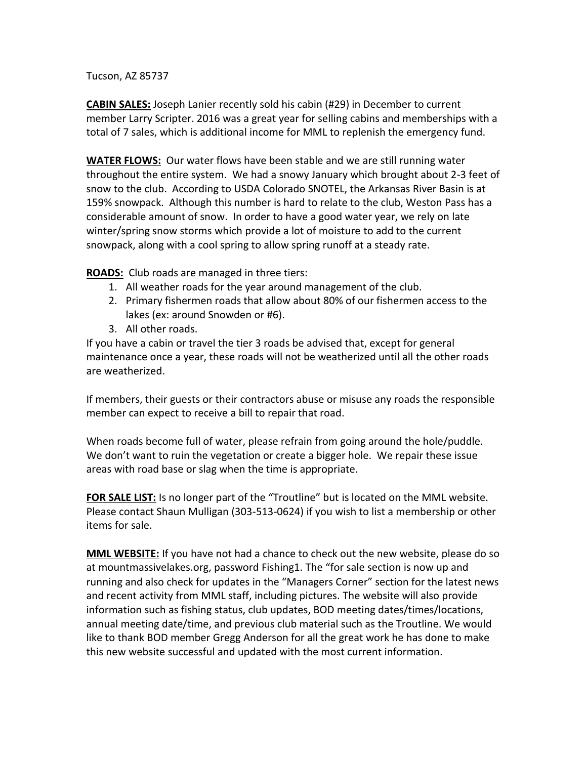Tucson, AZ 85737

**CABIN SALES:** Joseph Lanier recently sold his cabin (#29) in December to current member Larry Scripter. 2016 was a great year for selling cabins and memberships with a total of 7 sales, which is additional income for MML to replenish the emergency fund.

**WATER FLOWS:** Our water flows have been stable and we are still running water throughout the entire system. We had a snowy January which brought about 2-3 feet of snow to the club. According to USDA Colorado SNOTEL, the Arkansas River Basin is at 159% snowpack. Although this number is hard to relate to the club, Weston Pass has a considerable amount of snow. In order to have a good water year, we rely on late winter/spring snow storms which provide a lot of moisture to add to the current snowpack, along with a cool spring to allow spring runoff at a steady rate.

**ROADS:** Club roads are managed in three tiers:

1. All weather roads for the year around management of the club.
2. Primary fishermen roads that allow about 80% of our fishermen access to the lakes (ex: around Snowden or #6).
3. All other roads.

If you have a cabin or travel the tier 3 roads be advised that, except for general maintenance once a year, these roads will not be weatherized until all the other roads are weatherized.

If members, their guests or their contractors abuse or misuse any roads the responsible member can expect to receive a bill to repair that road.

When roads become full of water, please refrain from going around the hole/puddle. We don't want to ruin the vegetation or create a bigger hole. We repair these issue areas with road base or slag when the time is appropriate.

**FOR SALE LIST:** Is no longer part of the "Troutline" but is located on the MML website. Please contact Shaun Mulligan (303-513-0624) if you wish to list a membership or other items for sale.

**MML WEBSITE:** If you have not had a chance to check out the new website, please do so at mountmassivelakes.org, password Fishing1. The "for sale section is now up and running and also check for updates in the "Managers Corner" section for the latest news and recent activity from MML staff, including pictures. The website will also provide information such as fishing status, club updates, BOD meeting dates/times/locations, annual meeting date/time, and previous club material such as the Troutline. We would like to thank BOD member Gregg Anderson for all the great work he has done to make this new website successful and updated with the most current information.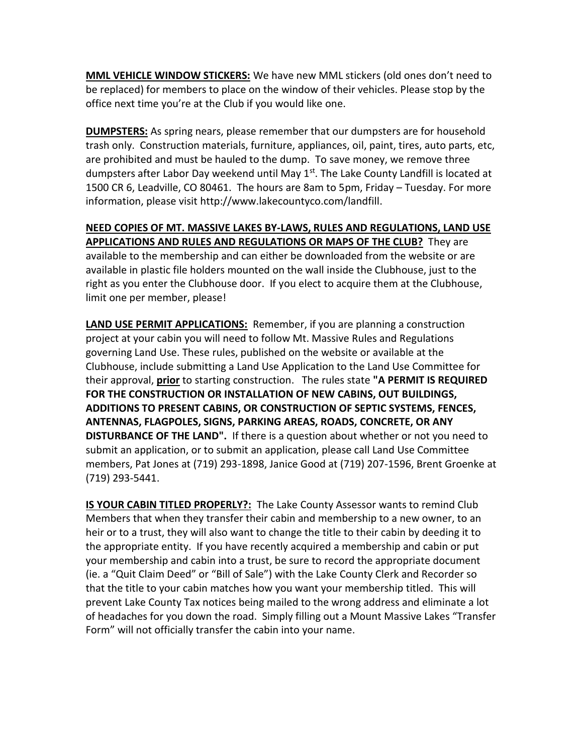**MML VEHICLE WINDOW STICKERS:** We have new MML stickers (old ones don't need to be replaced) for members to place on the window of their vehicles. Please stop by the office next time you're at the Club if you would like one.

**DUMPSTERS:** As spring nears, please remember that our dumpsters are for household trash only. Construction materials, furniture, appliances, oil, paint, tires, auto parts, etc, are prohibited and must be hauled to the dump. To save money, we remove three dumpsters after Labor Day weekend until May 1st. The Lake County Landfill is located at 1500 CR 6, Leadville, CO 80461. The hours are 8am to 5pm, Friday – Tuesday. For more information, please visit http://www.lakecountyco.com/landfill.

**NEED COPIES OF MT. MASSIVE LAKES BY-LAWS, RULES AND REGULATIONS, LAND USE APPLICATIONS AND RULES AND REGULATIONS OR MAPS OF THE CLUB?** They are available to the membership and can either be downloaded from the website or are available in plastic file holders mounted on the wall inside the Clubhouse, just to the right as you enter the Clubhouse door. If you elect to acquire them at the Clubhouse, limit one per member, please!

**LAND USE PERMIT APPLICATIONS:** Remember, if you are planning a construction project at your cabin you will need to follow Mt. Massive Rules and Regulations governing Land Use. These rules, published on the website or available at the Clubhouse, include submitting a Land Use Application to the Land Use Committee for their approval, **prior** to starting construction. The rules state **"A PERMIT IS REQUIRED FOR THE CONSTRUCTION OR INSTALLATION OF NEW CABINS, OUT BUILDINGS, ADDITIONS TO PRESENT CABINS, OR CONSTRUCTION OF SEPTIC SYSTEMS, FENCES, ANTENNAS, FLAGPOLES, SIGNS, PARKING AREAS, ROADS, CONCRETE, OR ANY DISTURBANCE OF THE LAND".** If there is a question about whether or not you need to submit an application, or to submit an application, please call Land Use Committee members, Pat Jones at (719) 293-1898, Janice Good at (719) 207-1596, Brent Groenke at (719) 293-5441.

**IS YOUR CABIN TITLED PROPERLY?:** The Lake County Assessor wants to remind Club Members that when they transfer their cabin and membership to a new owner, to an heir or to a trust, they will also want to change the title to their cabin by deeding it to the appropriate entity. If you have recently acquired a membership and cabin or put your membership and cabin into a trust, be sure to record the appropriate document (ie. a "Quit Claim Deed" or "Bill of Sale") with the Lake County Clerk and Recorder so that the title to your cabin matches how you want your membership titled. This will prevent Lake County Tax notices being mailed to the wrong address and eliminate a lot of headaches for you down the road. Simply filling out a Mount Massive Lakes "Transfer Form" will not officially transfer the cabin into your name.